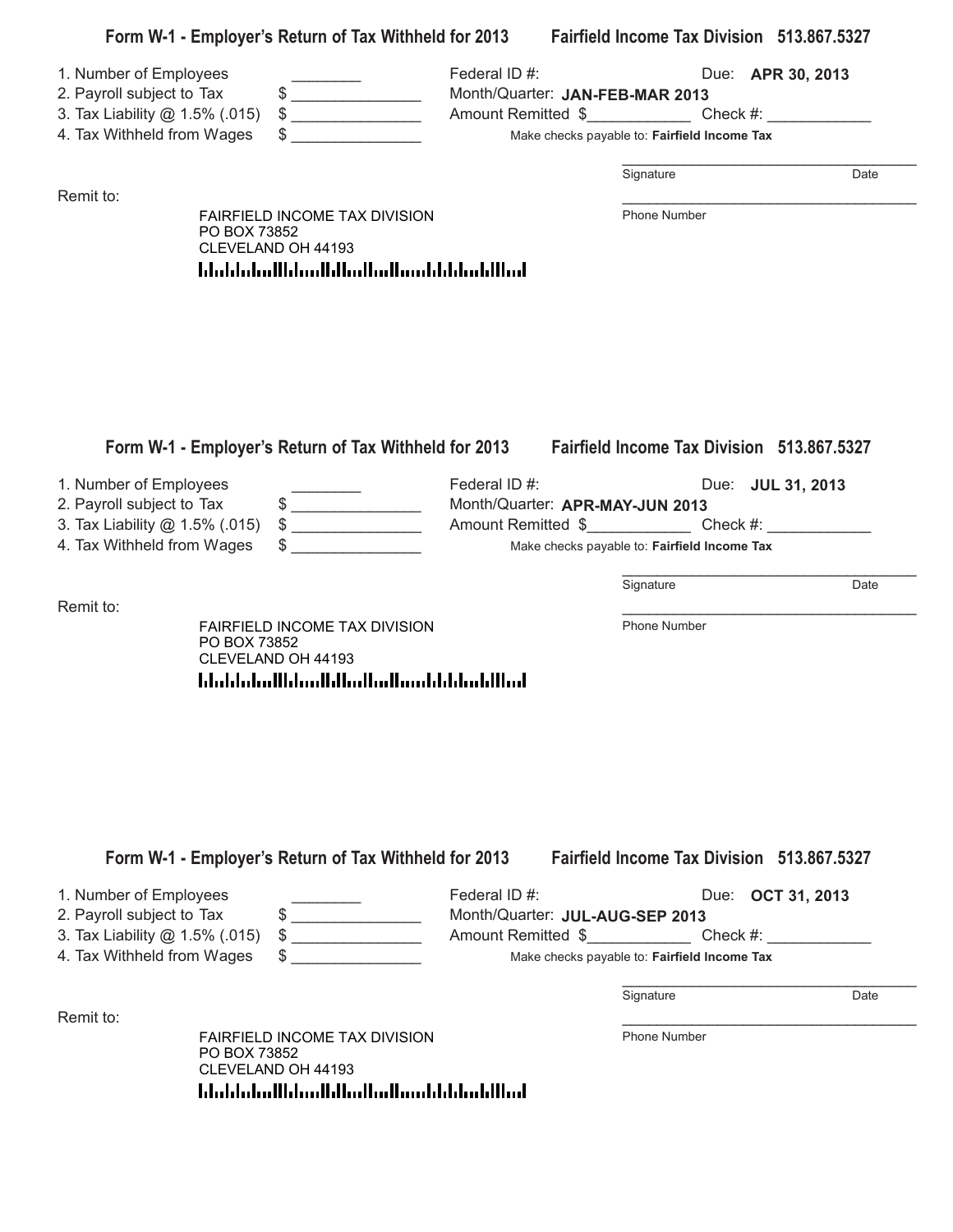## Form W-1 - Employer's Return of Tax Withheld for 2013 — Fairfield Income Tax Division 513.867.5327

1. Number of Employees ________
2. Payroll subject to Tax $ _______________
3. Tax Liability @ 1.5% (.015) $ _______________
4. Tax Withheld from Wages $ _______________

Federal ID #: Due: **APR 30, 2013**

Month/Quarter: **JAN-FEB-MAR 2013**

Amount Remitted $____________ Check #: ____________

Make checks payable to: **Fairfield Income Tax**

____________________________________
Signature Date

____________________________________
Phone Number

Remit to:

FAIRFIELD INCOME TAX DIVISION
PO BOX 73852
CLEVELAND OH 44193

## Form W-1 - Employer's Return of Tax Withheld for 2013 — Fairfield Income Tax Division 513.867.5327

1. Number of Employees ________
2. Payroll subject to Tax $ _______________
3. Tax Liability @ 1.5% (.015) $ _______________
4. Tax Withheld from Wages $ _______________

Federal ID #: Due: **JUL 31, 2013**

Month/Quarter: **APR-MAY-JUN 2013**

Amount Remitted $____________ Check #: ____________

Make checks payable to: **Fairfield Income Tax**

____________________________________
Signature Date

____________________________________
Phone Number

Remit to:

FAIRFIELD INCOME TAX DIVISION
PO BOX 73852
CLEVELAND OH 44193

## Form W-1 - Employer's Return of Tax Withheld for 2013 — Fairfield Income Tax Division 513.867.5327

1. Number of Employees ________
2. Payroll subject to Tax $ _______________
3. Tax Liability @ 1.5% (.015) $ _______________
4. Tax Withheld from Wages $ _______________

Federal ID #: Due: **OCT 31, 2013**

Month/Quarter: **JUL-AUG-SEP 2013**

Amount Remitted $____________ Check #: ____________

Make checks payable to: **Fairfield Income Tax**

____________________________________
Signature Date

____________________________________
Phone Number

Remit to:

FAIRFIELD INCOME TAX DIVISION
PO BOX 73852
CLEVELAND OH 44193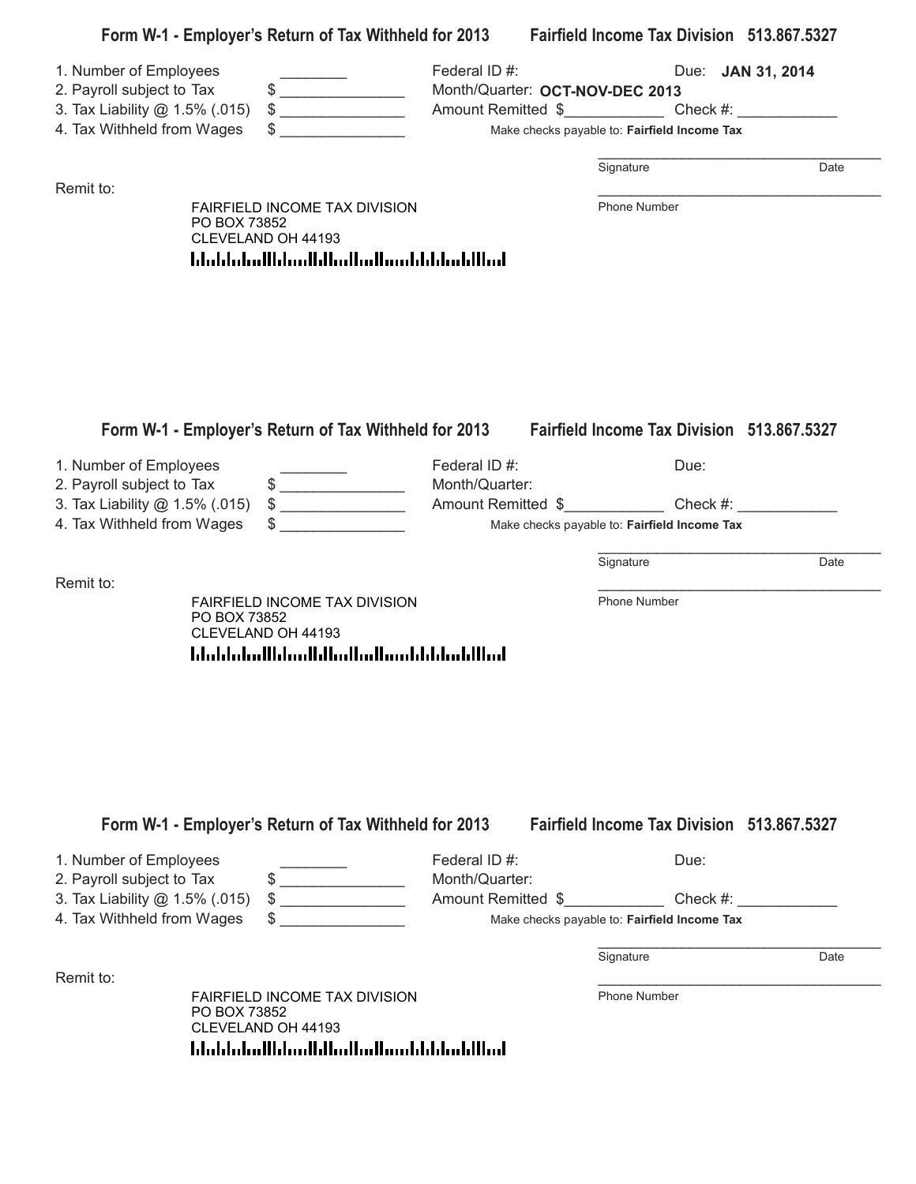## Form W-1 - Employer's Return of Tax Withheld for 2013 Fairfield Income Tax Division 513.867.5327

1. Number of Employees ________
2. Payroll subject to Tax $ _______________
3. Tax Liability @ 1.5% (.015) $ _______________
4. Tax Withheld from Wages $ _______________

Federal ID #:

Due: **JAN 31, 2014**

Month/Quarter: **OCT-NOV-DEC 2013**

Amount Remitted $____________ Check #: ____________

Make checks payable to: **Fairfield Income Tax**

____________________________________
Signature Date

____________________________________
Phone Number

Remit to:

FAIRFIELD INCOME TAX DIVISION
PO BOX 73852
CLEVELAND OH 44193

## Form W-1 - Employer's Return of Tax Withheld for 2013 Fairfield Income Tax Division 513.867.5327

1. Number of Employees ________
2. Payroll subject to Tax $ _______________
3. Tax Liability @ 1.5% (.015) $ _______________
4. Tax Withheld from Wages $ _______________

Federal ID #:

Due:

Month/Quarter:

Amount Remitted $____________ Check #: ____________

Make checks payable to: **Fairfield Income Tax**

____________________________________
Signature Date

____________________________________
Phone Number

Remit to:

FAIRFIELD INCOME TAX DIVISION
PO BOX 73852
CLEVELAND OH 44193

## Form W-1 - Employer's Return of Tax Withheld for 2013 Fairfield Income Tax Division 513.867.5327

1. Number of Employees ________
2. Payroll subject to Tax $ _______________
3. Tax Liability @ 1.5% (.015) $ _______________
4. Tax Withheld from Wages $ _______________

Federal ID #:

Due:

Month/Quarter:

Amount Remitted $____________ Check #: ____________

Make checks payable to: **Fairfield Income Tax**

____________________________________
Signature Date

____________________________________
Phone Number

Remit to:

FAIRFIELD INCOME TAX DIVISION
PO BOX 73852
CLEVELAND OH 44193